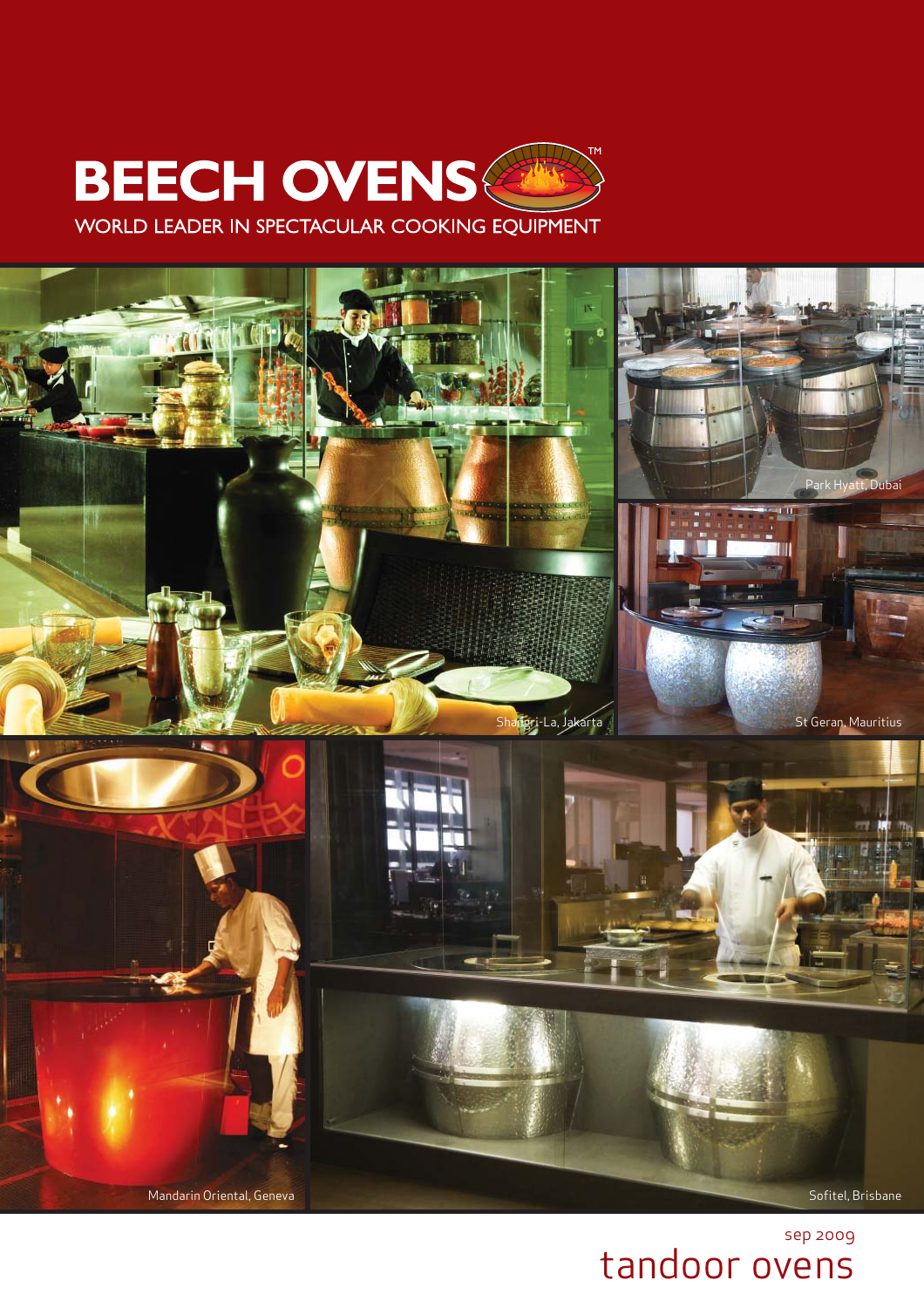# BEECH OVENS™

WORLD LEADER IN SPECTACULAR COOKING EQUIPMENT

Shangri-La, Jakarta

Park Hyatt, Dubai

St Geran, Mauritius

Mandarin Oriental, Geneva

Sofitel, Brisbane

sep 2009

tandoor ovens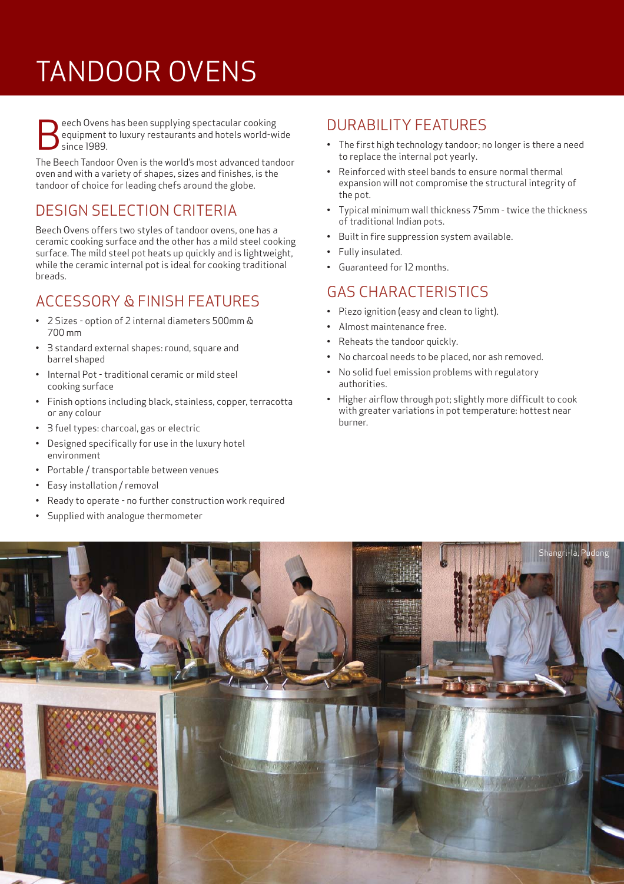# TANDOOR OVENS

Beech Ovens has been supplying spectacular cooking equipment to luxury restaurants and hotels world-wide since 1989.

The Beech Tandoor Oven is the world's most advanced tandoor oven and with a variety of shapes, sizes and finishes, is the tandoor of choice for leading chefs around the globe.

## DESIGN SELECTION CRITERIA

Beech Ovens offers two styles of tandoor ovens, one has a ceramic cooking surface and the other has a mild steel cooking surface. The mild steel pot heats up quickly and is lightweight, while the ceramic internal pot is ideal for cooking traditional breads.

## ACCESSORY & FINISH FEATURES

- 2 Sizes - option of 2 internal diameters 500mm & 700 mm
- 3 standard external shapes: round, square and barrel shaped
- Internal Pot - traditional ceramic or mild steel cooking surface
- Finish options including black, stainless, copper, terracotta or any colour
- 3 fuel types: charcoal, gas or electric
- Designed specifically for use in the luxury hotel environment
- Portable / transportable between venues
- Easy installation / removal
- Ready to operate - no further construction work required
- Supplied with analogue thermometer

## DURABILITY FEATURES

- The first high technology tandoor; no longer is there a need to replace the internal pot yearly.
- Reinforced with steel bands to ensure normal thermal expansion will not compromise the structural integrity of the pot.
- Typical minimum wall thickness 75mm - twice the thickness of traditional Indian pots.
- Built in fire suppression system available.
- Fully insulated.
- Guaranteed for 12 months.

## GAS CHARACTERISTICS

- Piezo ignition (easy and clean to light).
- Almost maintenance free.
- Reheats the tandoor quickly.
- No charcoal needs to be placed, nor ash removed.
- No solid fuel emission problems with regulatory authorities.
- Higher airflow through pot; slightly more difficult to cook with greater variations in pot temperature: hottest near burner.

Shangri-la, Pudong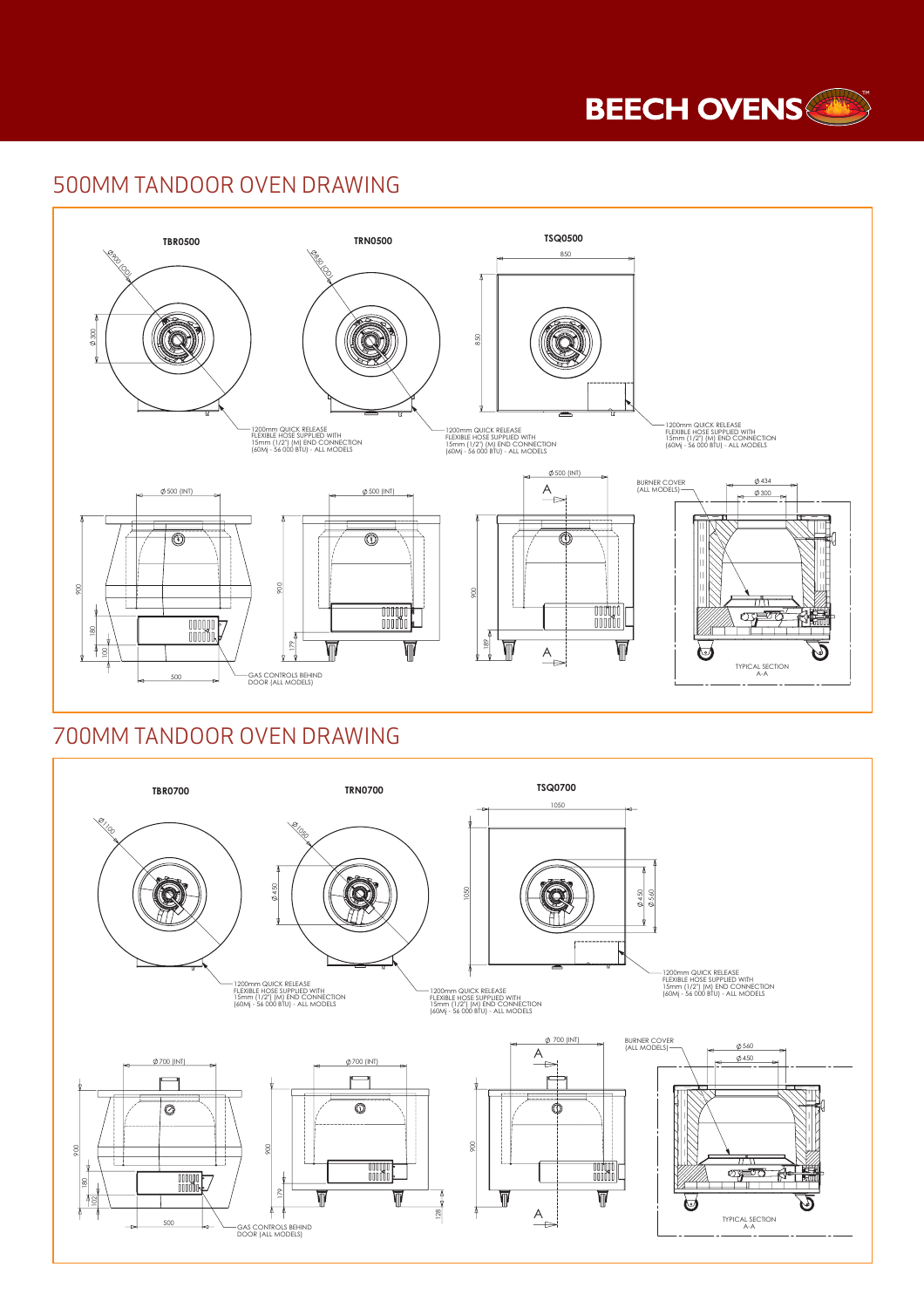BEECH OVENS™

## 500MM TANDOOR OVEN DRAWING

**TBR0500**

Ø900 (OD)

Ø 300

1200mm QUICK RELEASE FLEXIBLE HOSE SUPPLIED WITH 15mm (1/2") (M) END CONNECTION (60MJ - 56 000 BTU) - ALL MODELS

**TRN0500**

Ø850 (OD)

1200mm QUICK RELEASE FLEXIBLE HOSE SUPPLIED WITH 15mm (1/2") (M) END CONNECTION (60MJ - 56 000 BTU) - ALL MODELS

**TSQ0500**

850

850

1200mm QUICK RELEASE FLEXIBLE HOSE SUPPLIED WITH 15mm (1/2") (M) END CONNECTION (60MJ - 56 000 BTU) - ALL MODELS

Ø 500 (INT)

900

180

100

500

GAS CONTROLS BEHIND DOOR (ALL MODELS)

Ø 500 (INT)

900

179

Ø 500 (INT)

A

900

189

A

BURNER COVER (ALL MODELS)

Ø 434

Ø 300

TYPICAL SECTION A-A

## 700MM TANDOOR OVEN DRAWING

**TBR0700**

Ø 1100

1200mm QUICK RELEASE FLEXIBLE HOSE SUPPLIED WITH 15mm (1/2") (M) END CONNECTION (60MJ - 56 000 BTU) - ALL MODELS

**TRN0700**

Ø 1050

Ø 450

1200mm QUICK RELEASE FLEXIBLE HOSE SUPPLIED WITH 15mm (1/2") (M) END CONNECTION (60MJ - 56 000 BTU) - ALL MODELS

**TSQ0700**

1050

1050

Ø 450

Ø 560

1200mm QUICK RELEASE FLEXIBLE HOSE SUPPLIED WITH 15mm (1/2") (M) END CONNECTION (60MJ - 56 000 BTU) - ALL MODELS

Ø 700 (INT)

900

180

100

500

GAS CONTROLS BEHIND DOOR (ALL MODELS)

Ø 700 (INT)

900

179

128

Ø 700 (INT)

A

900

A

BURNER COVER (ALL MODELS)

Ø 560

Ø 450

TYPICAL SECTION A-A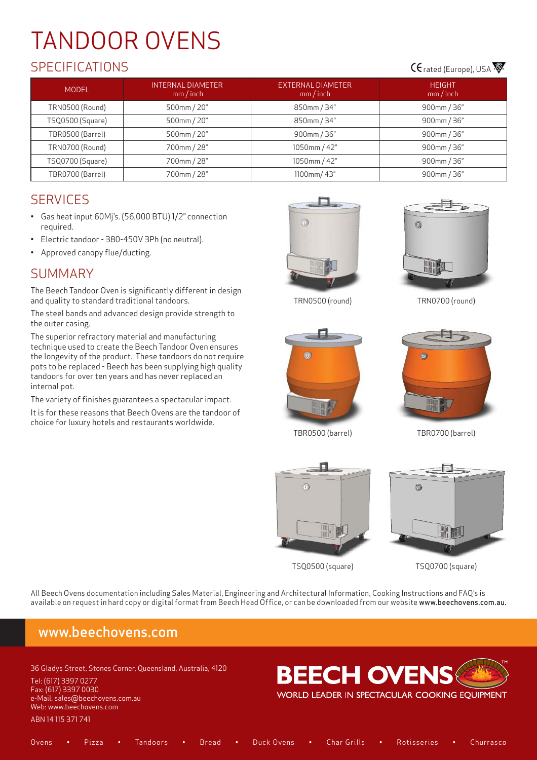# TANDOOR OVENS

## SPECIFICATIONS

CE rated (Europe), USA

| MODEL | INTERNAL DIAMETER mm / inch | EXTERNAL DIAMETER mm / inch | HEIGHT mm / inch |
|---|---|---|---|
| TRN0500 (Round) | 500mm / 20" | 850mm / 34" | 900mm / 36" |
| TSQ0500 (Square) | 500mm / 20" | 850mm / 34" | 900mm / 36" |
| TBR0500 (Barrel) | 500mm / 20" | 900mm / 36" | 900mm / 36" |
| TRN0700 (Round) | 700mm / 28" | 1050mm / 42" | 900mm / 36" |
| TSQ0700 (Square) | 700mm / 28" | 1050mm / 42" | 900mm / 36" |
| TBR0700 (Barrel) | 700mm / 28" | 1100mm/ 43" | 900mm / 36" |

## SERVICES

- Gas heat input 60Mj's. (56,000 BTU) 1/2" connection required.
- Electric tandoor - 380-450V 3Ph (no neutral).
- Approved canopy flue/ducting.

## SUMMARY

The Beech Tandoor Oven is significantly different in design and quality to standard traditional tandoors.

The steel bands and advanced design provide strength to the outer casing.

The superior refractory material and manufacturing technique used to create the Beech Tandoor Oven ensures the longevity of the product. These tandoors do not require pots to be replaced - Beech has been supplying high quality tandoors for over ten years and has never replaced an internal pot.

The variety of finishes guarantees a spectacular impact.

It is for these reasons that Beech Ovens are the tandoor of choice for luxury hotels and restaurants worldwide.

TRN0500 (round)

TRN0700 (round)

TBR0500 (barrel)

TBR0700 (barrel)

TSQ0500 (square)

TSQ0700 (square)

All Beech Ovens documentation including Sales Material, Engineering and Architectural Information, Cooking Instructions and FAQ's is available on request in hard copy or digital format from Beech Head Office, or can be downloaded from our website www.beechovens.com.au.

www.beechovens.com

36 Gladys Street, Stones Corner, Queensland, Australia, 4120

Tel: (617) 3397 0277
Fax: (617) 3397 0030
e-Mail: sales@beechovens.com.au
Web: www.beechovens.com

ABN 14 115 371 741

BEECH OVENS™
WORLD LEADER IN SPECTACULAR COOKING EQUIPMENT

Ovens • Pizza • Tandoors • Bread • Duck Ovens • Char Grills • Rotisseries • Churrasco